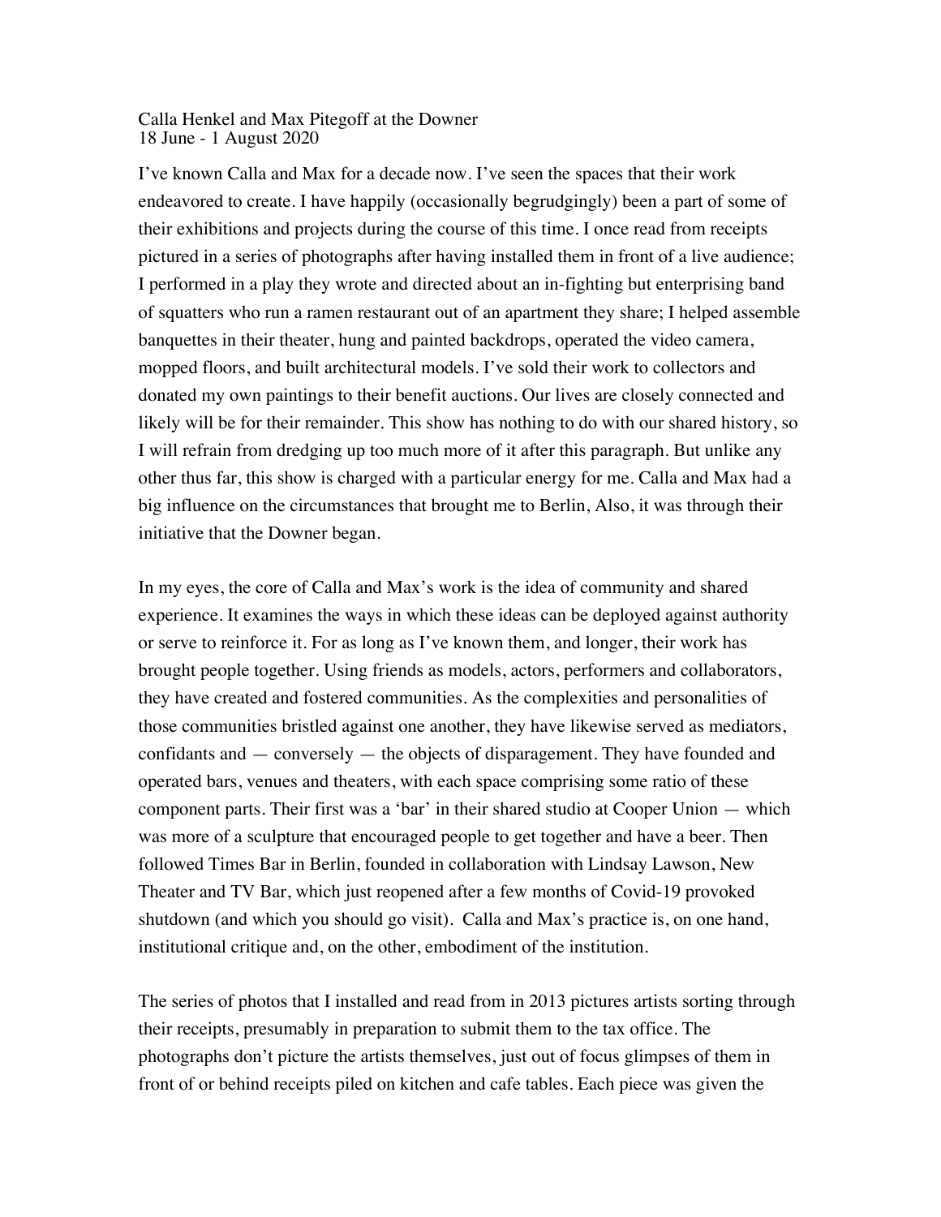Calla Henkel and Max Pitegoff at the Downer
18 June - 1 August 2020

I've known Calla and Max for a decade now. I've seen the spaces that their work endeavored to create. I have happily (occasionally begrudgingly) been a part of some of their exhibitions and projects during the course of this time. I once read from receipts pictured in a series of photographs after having installed them in front of a live audience; I performed in a play they wrote and directed about an in-fighting but enterprising band of squatters who run a ramen restaurant out of an apartment they share; I helped assemble banquettes in their theater, hung and painted backdrops, operated the video camera, mopped floors, and built architectural models. I've sold their work to collectors and donated my own paintings to their benefit auctions. Our lives are closely connected and likely will be for their remainder. This show has nothing to do with our shared history, so I will refrain from dredging up too much more of it after this paragraph. But unlike any other thus far, this show is charged with a particular energy for me. Calla and Max had a big influence on the circumstances that brought me to Berlin, Also, it was through their initiative that the Downer began.

In my eyes, the core of Calla and Max's work is the idea of community and shared experience. It examines the ways in which these ideas can be deployed against authority or serve to reinforce it. For as long as I've known them, and longer, their work has brought people together. Using friends as models, actors, performers and collaborators, they have created and fostered communities. As the complexities and personalities of those communities bristled against one another, they have likewise served as mediators, confidants and — conversely — the objects of disparagement. They have founded and operated bars, venues and theaters, with each space comprising some ratio of these component parts. Their first was a 'bar' in their shared studio at Cooper Union — which was more of a sculpture that encouraged people to get together and have a beer. Then followed Times Bar in Berlin, founded in collaboration with Lindsay Lawson, New Theater and TV Bar, which just reopened after a few months of Covid-19 provoked shutdown (and which you should go visit). Calla and Max's practice is, on one hand, institutional critique and, on the other, embodiment of the institution.

The series of photos that I installed and read from in 2013 pictures artists sorting through their receipts, presumably in preparation to submit them to the tax office. The photographs don't picture the artists themselves, just out of focus glimpses of them in front of or behind receipts piled on kitchen and cafe tables. Each piece was given the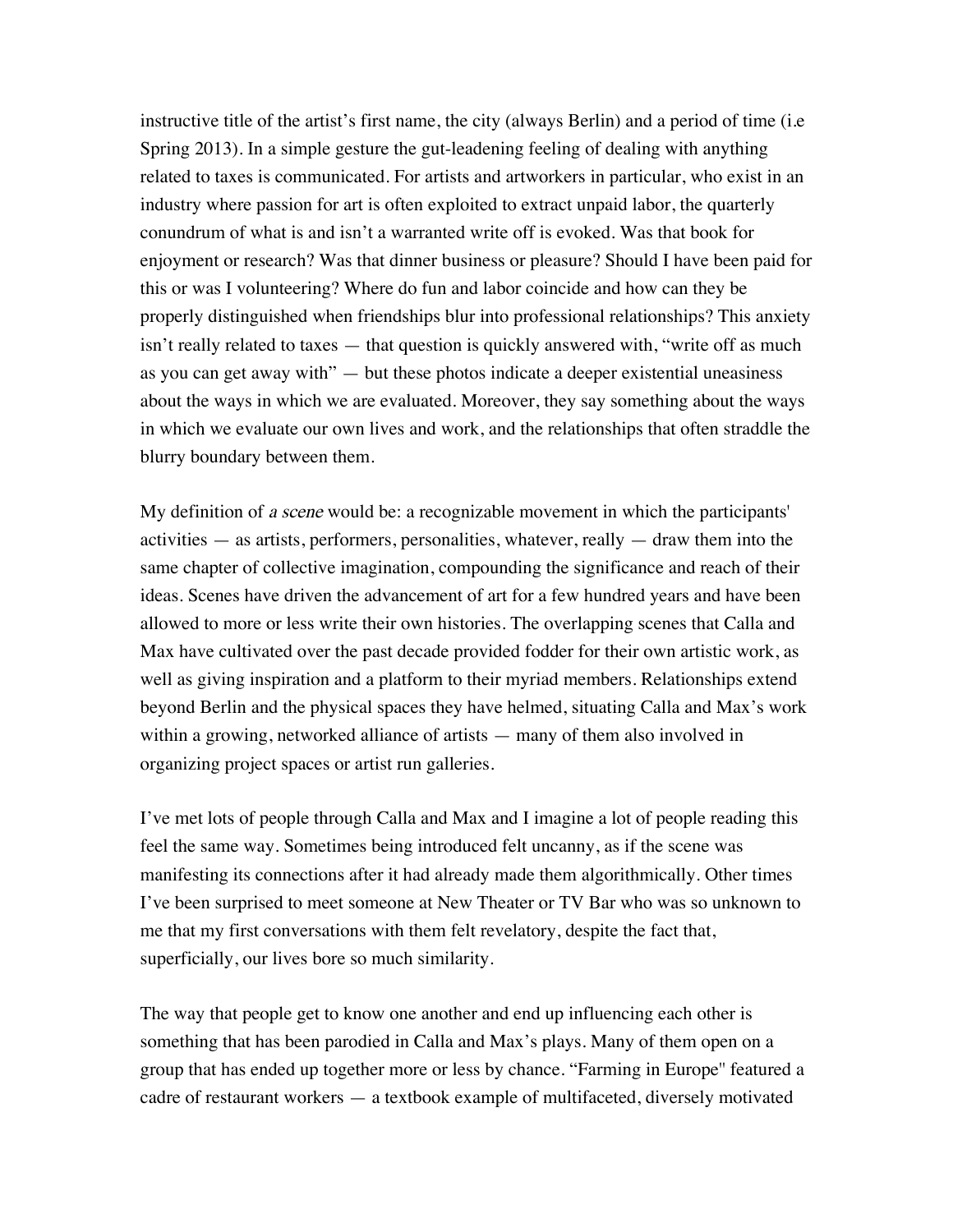instructive title of the artist's first name, the city (always Berlin) and a period of time (i.e Spring 2013). In a simple gesture the gut-leadening feeling of dealing with anything related to taxes is communicated. For artists and artworkers in particular, who exist in an industry where passion for art is often exploited to extract unpaid labor, the quarterly conundrum of what is and isn't a warranted write off is evoked. Was that book for enjoyment or research? Was that dinner business or pleasure? Should I have been paid for this or was I volunteering? Where do fun and labor coincide and how can they be properly distinguished when friendships blur into professional relationships? This anxiety isn't really related to taxes — that question is quickly answered with, "write off as much as you can get away with" — but these photos indicate a deeper existential uneasiness about the ways in which we are evaluated. Moreover, they say something about the ways in which we evaluate our own lives and work, and the relationships that often straddle the blurry boundary between them.

My definition of *a scene* would be: a recognizable movement in which the participants' activities — as artists, performers, personalities, whatever, really — draw them into the same chapter of collective imagination, compounding the significance and reach of their ideas. Scenes have driven the advancement of art for a few hundred years and have been allowed to more or less write their own histories. The overlapping scenes that Calla and Max have cultivated over the past decade provided fodder for their own artistic work, as well as giving inspiration and a platform to their myriad members. Relationships extend beyond Berlin and the physical spaces they have helmed, situating Calla and Max's work within a growing, networked alliance of artists — many of them also involved in organizing project spaces or artist run galleries.

I've met lots of people through Calla and Max and I imagine a lot of people reading this feel the same way. Sometimes being introduced felt uncanny, as if the scene was manifesting its connections after it had already made them algorithmically. Other times I've been surprised to meet someone at New Theater or TV Bar who was so unknown to me that my first conversations with them felt revelatory, despite the fact that, superficially, our lives bore so much similarity.

The way that people get to know one another and end up influencing each other is something that has been parodied in Calla and Max's plays. Many of them open on a group that has ended up together more or less by chance. "Farming in Europe" featured a cadre of restaurant workers — a textbook example of multifaceted, diversely motivated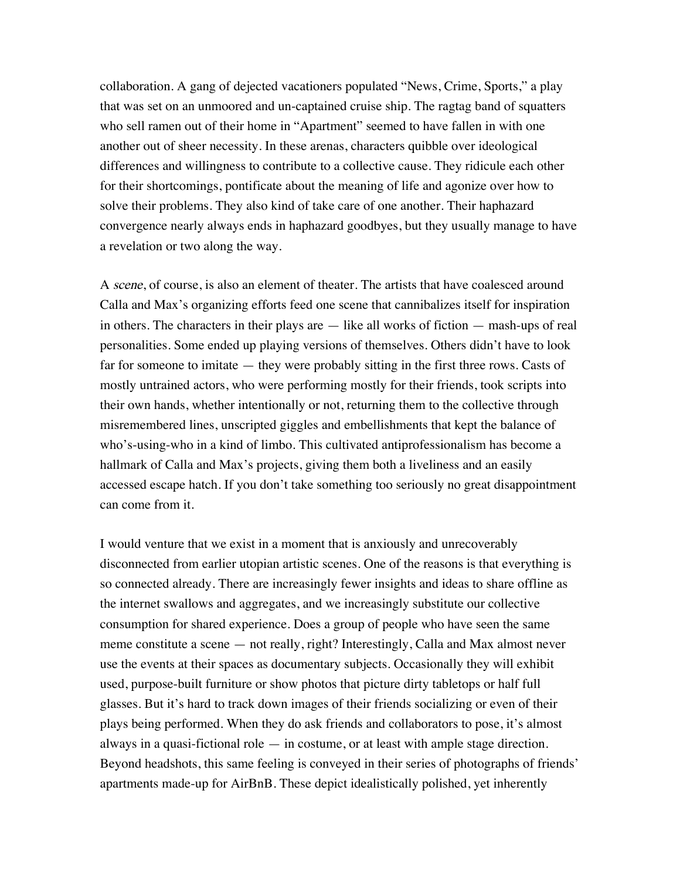collaboration. A gang of dejected vacationers populated "News, Crime, Sports," a play that was set on an unmoored and un-captained cruise ship. The ragtag band of squatters who sell ramen out of their home in "Apartment" seemed to have fallen in with one another out of sheer necessity. In these arenas, characters quibble over ideological differences and willingness to contribute to a collective cause. They ridicule each other for their shortcomings, pontificate about the meaning of life and agonize over how to solve their problems. They also kind of take care of one another. Their haphazard convergence nearly always ends in haphazard goodbyes, but they usually manage to have a revelation or two along the way.

A *scene*, of course, is also an element of theater. The artists that have coalesced around Calla and Max's organizing efforts feed one scene that cannibalizes itself for inspiration in others. The characters in their plays are — like all works of fiction — mash-ups of real personalities. Some ended up playing versions of themselves. Others didn't have to look far for someone to imitate — they were probably sitting in the first three rows. Casts of mostly untrained actors, who were performing mostly for their friends, took scripts into their own hands, whether intentionally or not, returning them to the collective through misremembered lines, unscripted giggles and embellishments that kept the balance of who's-using-who in a kind of limbo. This cultivated antiprofessionalism has become a hallmark of Calla and Max's projects, giving them both a liveliness and an easily accessed escape hatch. If you don't take something too seriously no great disappointment can come from it.

I would venture that we exist in a moment that is anxiously and unrecoverably disconnected from earlier utopian artistic scenes. One of the reasons is that everything is so connected already. There are increasingly fewer insights and ideas to share offline as the internet swallows and aggregates, and we increasingly substitute our collective consumption for shared experience. Does a group of people who have seen the same meme constitute a scene — not really, right? Interestingly, Calla and Max almost never use the events at their spaces as documentary subjects. Occasionally they will exhibit used, purpose-built furniture or show photos that picture dirty tabletops or half full glasses. But it's hard to track down images of their friends socializing or even of their plays being performed. When they do ask friends and collaborators to pose, it's almost always in a quasi-fictional role — in costume, or at least with ample stage direction. Beyond headshots, this same feeling is conveyed in their series of photographs of friends' apartments made-up for AirBnB. These depict idealistically polished, yet inherently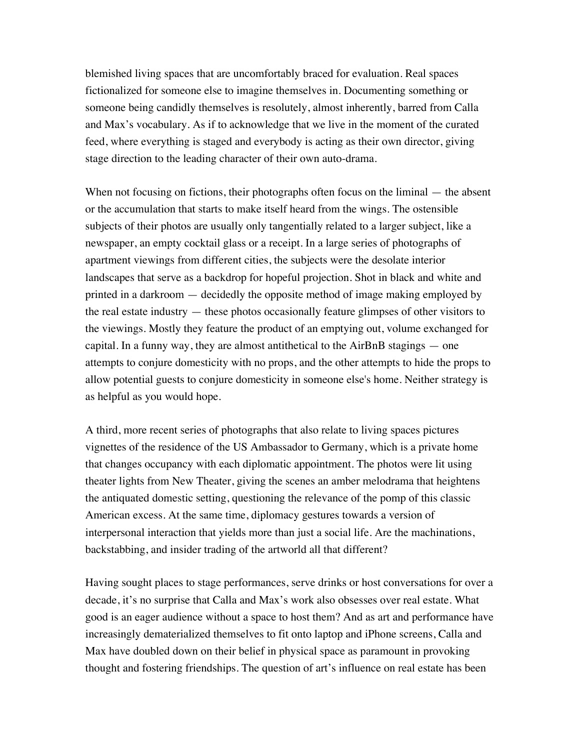blemished living spaces that are uncomfortably braced for evaluation. Real spaces fictionalized for someone else to imagine themselves in. Documenting something or someone being candidly themselves is resolutely, almost inherently, barred from Calla and Max's vocabulary. As if to acknowledge that we live in the moment of the curated feed, where everything is staged and everybody is acting as their own director, giving stage direction to the leading character of their own auto-drama.

When not focusing on fictions, their photographs often focus on the liminal — the absent or the accumulation that starts to make itself heard from the wings. The ostensible subjects of their photos are usually only tangentially related to a larger subject, like a newspaper, an empty cocktail glass or a receipt. In a large series of photographs of apartment viewings from different cities, the subjects were the desolate interior landscapes that serve as a backdrop for hopeful projection. Shot in black and white and printed in a darkroom — decidedly the opposite method of image making employed by the real estate industry — these photos occasionally feature glimpses of other visitors to the viewings. Mostly they feature the product of an emptying out, volume exchanged for capital. In a funny way, they are almost antithetical to the AirBnB stagings — one attempts to conjure domesticity with no props, and the other attempts to hide the props to allow potential guests to conjure domesticity in someone else's home. Neither strategy is as helpful as you would hope.

A third, more recent series of photographs that also relate to living spaces pictures vignettes of the residence of the US Ambassador to Germany, which is a private home that changes occupancy with each diplomatic appointment. The photos were lit using theater lights from New Theater, giving the scenes an amber melodrama that heightens the antiquated domestic setting, questioning the relevance of the pomp of this classic American excess. At the same time, diplomacy gestures towards a version of interpersonal interaction that yields more than just a social life. Are the machinations, backstabbing, and insider trading of the artworld all that different?

Having sought places to stage performances, serve drinks or host conversations for over a decade, it's no surprise that Calla and Max's work also obsesses over real estate. What good is an eager audience without a space to host them? And as art and performance have increasingly dematerialized themselves to fit onto laptop and iPhone screens, Calla and Max have doubled down on their belief in physical space as paramount in provoking thought and fostering friendships. The question of art's influence on real estate has been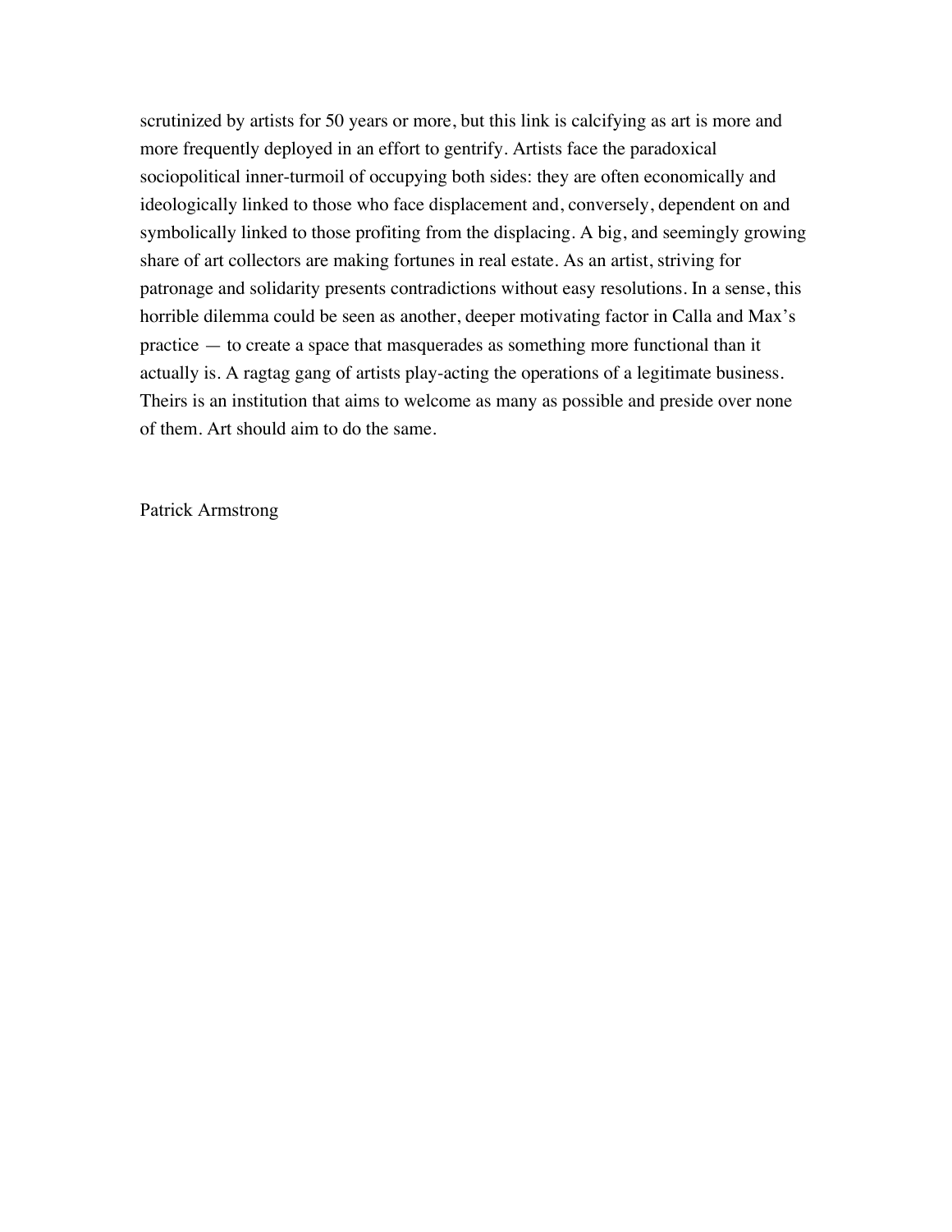scrutinized by artists for 50 years or more, but this link is calcifying as art is more and more frequently deployed in an effort to gentrify. Artists face the paradoxical sociopolitical inner-turmoil of occupying both sides: they are often economically and ideologically linked to those who face displacement and, conversely, dependent on and symbolically linked to those profiting from the displacing. A big, and seemingly growing share of art collectors are making fortunes in real estate. As an artist, striving for patronage and solidarity presents contradictions without easy resolutions. In a sense, this horrible dilemma could be seen as another, deeper motivating factor in Calla and Max's practice — to create a space that masquerades as something more functional than it actually is. A ragtag gang of artists play-acting the operations of a legitimate business. Theirs is an institution that aims to welcome as many as possible and preside over none of them. Art should aim to do the same.

Patrick Armstrong